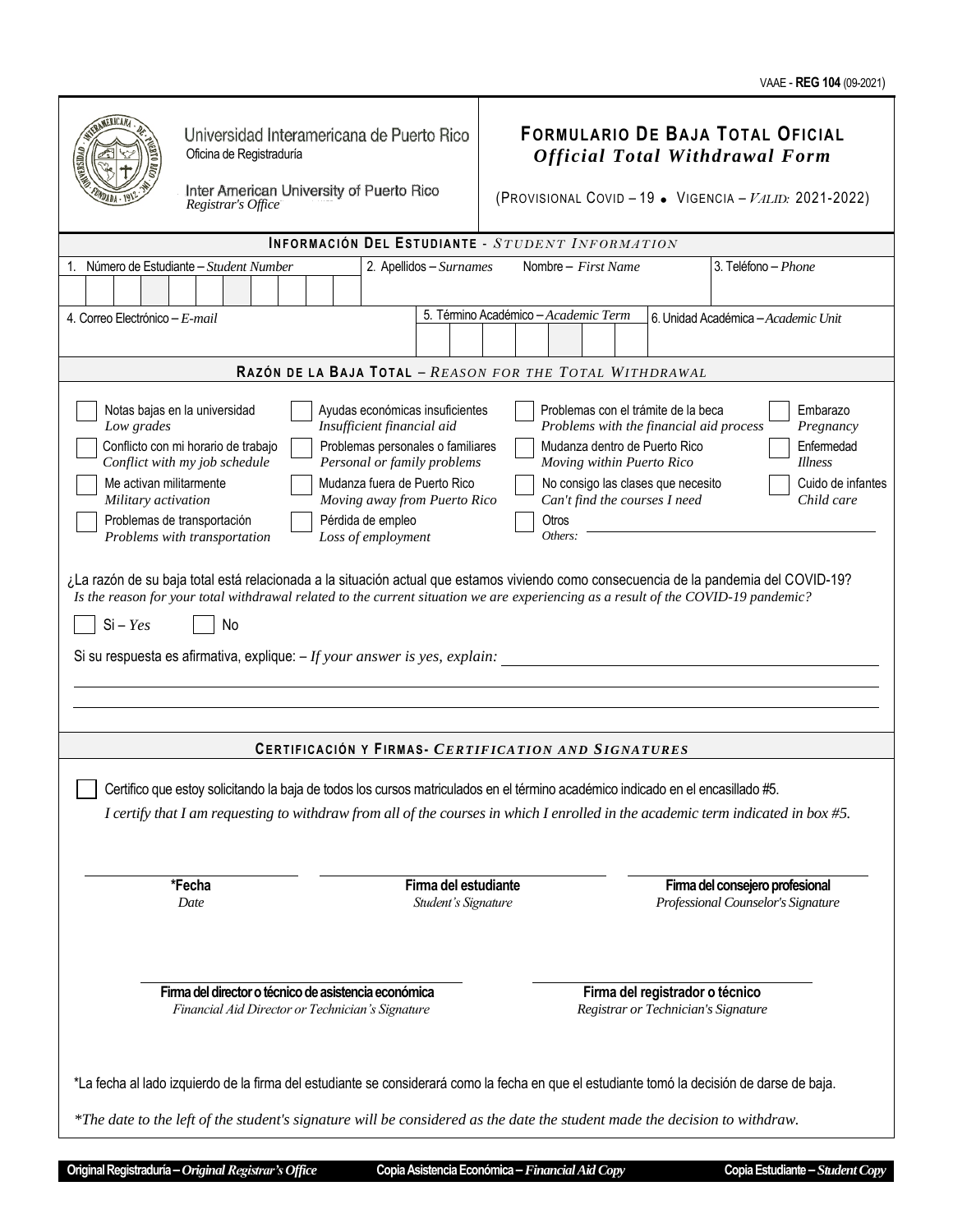VAAE - **REG 104** (09-2021)

Universidad Interamericana de Puerto Rico
Oficina de Registraduría

Inter American University of Puerto Rico
*Registrar's Office*

# FORMULARIO DE BAJA TOTAL OFICIAL
## *Official Total Withdrawal Form*

(PROVISIONAL COVID – 19 • VIGENCIA – *VALID:* 2021-2022)

## INFORMACIÓN DEL ESTUDIANTE - *STUDENT INFORMATION*

| 1. Número de Estudiante – *Student Number* | 2. Apellidos – *Surnames* | Nombre – *First Name* | 3. Teléfono – *Phone* |
|---|---|---|---|
| | | | |

| 4. Correo Electrónico – *E-mail* | 5. Término Académico – *Academic Term* | 6. Unidad Académica – *Academic Unit* |
|---|---|---|
| | | |

## RAZÓN DE LA BAJA TOTAL – *REASON FOR THE TOTAL WITHDRAWAL*

- ☐ Notas bajas en la universidad – *Low grades*
- ☐ Conflicto con mi horario de trabajo – *Conflict with my job schedule*
- ☐ Me activan militarmente – *Military activation*
- ☐ Problemas de transportación – *Problems with transportation*
- ☐ Ayudas económicas insuficientes – *Insufficient financial aid*
- ☐ Problemas personales o familiares – *Personal or family problems*
- ☐ Mudanza fuera de Puerto Rico – *Moving away from Puerto Rico*
- ☐ Pérdida de empleo – *Loss of employment*
- ☐ Problemas con el trámite de la beca – *Problems with the financial aid process*
- ☐ Mudanza dentro de Puerto Rico – *Moving within Puerto Rico*
- ☐ No consigo las clases que necesito – *Can't find the courses I need*
- ☐ Otros – *Others:* ____________________
- ☐ Embarazo – *Pregnancy*
- ☐ Enfermedad – *Illness*
- ☐ Cuido de infantes – *Child care*

¿La razón de su baja total está relacionada a la situación actual que estamos viviendo como consecuencia de la pandemia del COVID-19?
*Is the reason for your total withdrawal related to the current situation we are experiencing as a result of the COVID-19 pandemic?*

☐ Sí – *Yes* ☐ No

Si su respuesta es afirmativa, explique: – *If your answer is yes, explain:* ____________________

## CERTIFICACIÓN Y FIRMAS- *CERTIFICATION AND SIGNATURES*

☐ Certifico que estoy solicitando la baja de todos los cursos matriculados en el término académico indicado en el encasillado #5.
*I certify that I am requesting to withdraw from all of the courses in which I enrolled in the academic term indicated in box #5.*

| **\*Fecha** *Date* | **Firma del estudiante** *Student's Signature* | **Firma del consejero profesional** *Professional Counselor's Signature* |
|---|---|---|

| **Firma del director o técnico de asistencia económica** *Financial Aid Director or Technician's Signature* | **Firma del registrador o técnico** *Registrar or Technician's Signature* |
|---|---|

\*La fecha al lado izquierdo de la firma del estudiante se considerará como la fecha en que el estudiante tomó la decisión de darse de baja.

*\*The date to the left of the student's signature will be considered as the date the student made the decision to withdraw.*

**Original Registraduría –** ***Original Registrar's Office*** **Copia Asistencia Económica –** ***Financial Aid Copy*** **Copia Estudiante –** ***Student Copy***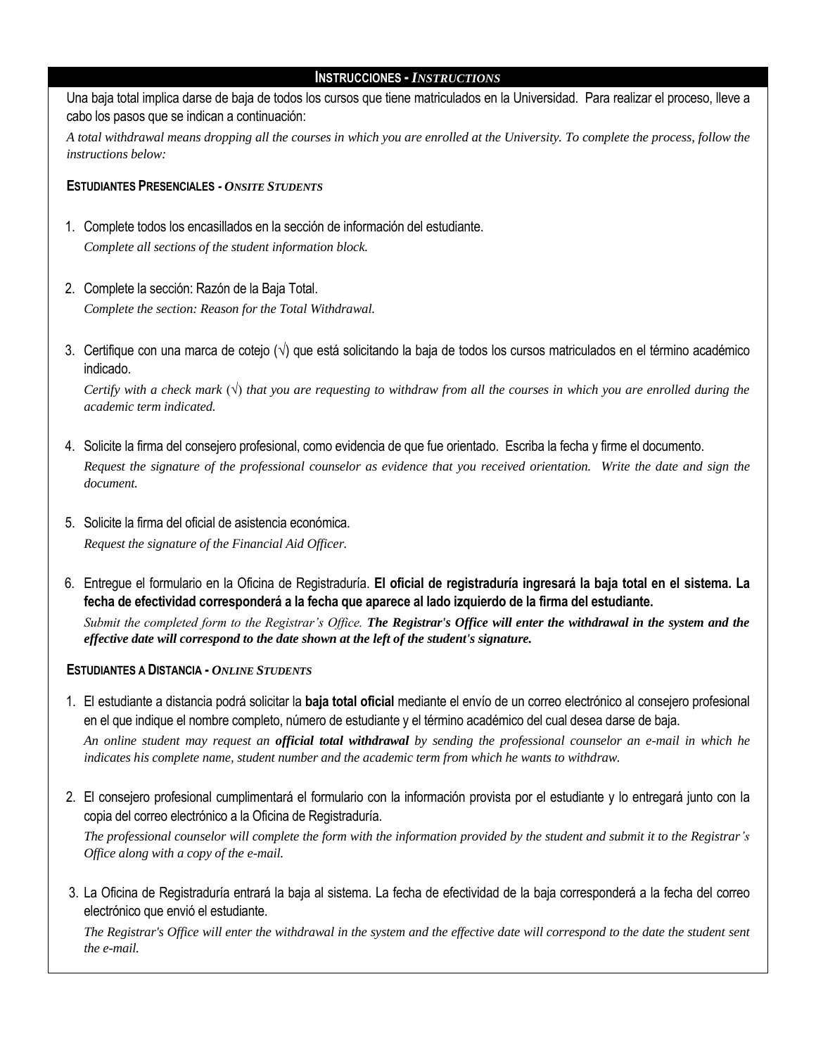## INSTRUCCIONES - *INSTRUCTIONS*

Una baja total implica darse de baja de todos los cursos que tiene matriculados en la Universidad. Para realizar el proceso, lleve a cabo los pasos que se indican a continuación:

*A total withdrawal means dropping all the courses in which you are enrolled at the University. To complete the process, follow the instructions below:*

### ESTUDIANTES PRESENCIALES - *ONSITE STUDENTS*

1. Complete todos los encasillados en la sección de información del estudiante.
   *Complete all sections of the student information block.*

2. Complete la sección: Razón de la Baja Total.
   *Complete the section: Reason for the Total Withdrawal.*

3. Certifique con una marca de cotejo (√) que está solicitando la baja de todos los cursos matriculados en el término académico indicado.
   *Certify with a check mark (√) that you are requesting to withdraw from all the courses in which you are enrolled during the academic term indicated.*

4. Solicite la firma del consejero profesional, como evidencia de que fue orientado. Escriba la fecha y firme el documento.
   *Request the signature of the professional counselor as evidence that you received orientation. Write the date and sign the document.*

5. Solicite la firma del oficial de asistencia económica.
   *Request the signature of the Financial Aid Officer.*

6. Entregue el formulario en la Oficina de Registraduría. **El oficial de registraduría ingresará la baja total en el sistema. La fecha de efectividad corresponderá a la fecha que aparece al lado izquierdo de la firma del estudiante.**
   *Submit the completed form to the Registrar's Office.* ***The Registrar's Office will enter the withdrawal in the system and the effective date will correspond to the date shown at the left of the student's signature.***

### ESTUDIANTES A DISTANCIA - *ONLINE STUDENTS*

1. El estudiante a distancia podrá solicitar la **baja total oficial** mediante el envío de un correo electrónico al consejero profesional en el que indique el nombre completo, número de estudiante y el término académico del cual desea darse de baja.
   *An online student may request an* ***official total withdrawal*** *by sending the professional counselor an e-mail in which he indicates his complete name, student number and the academic term from which he wants to withdraw.*

2. El consejero profesional cumplimentará el formulario con la información provista por el estudiante y lo entregará junto con la copia del correo electrónico a la Oficina de Registraduría.
   *The professional counselor will complete the form with the information provided by the student and submit it to the Registrar's Office along with a copy of the e-mail.*

3. La Oficina de Registraduría entrará la baja al sistema. La fecha de efectividad de la baja corresponderá a la fecha del correo electrónico que envió el estudiante.
   *The Registrar's Office will enter the withdrawal in the system and the effective date will correspond to the date the student sent the e-mail.*